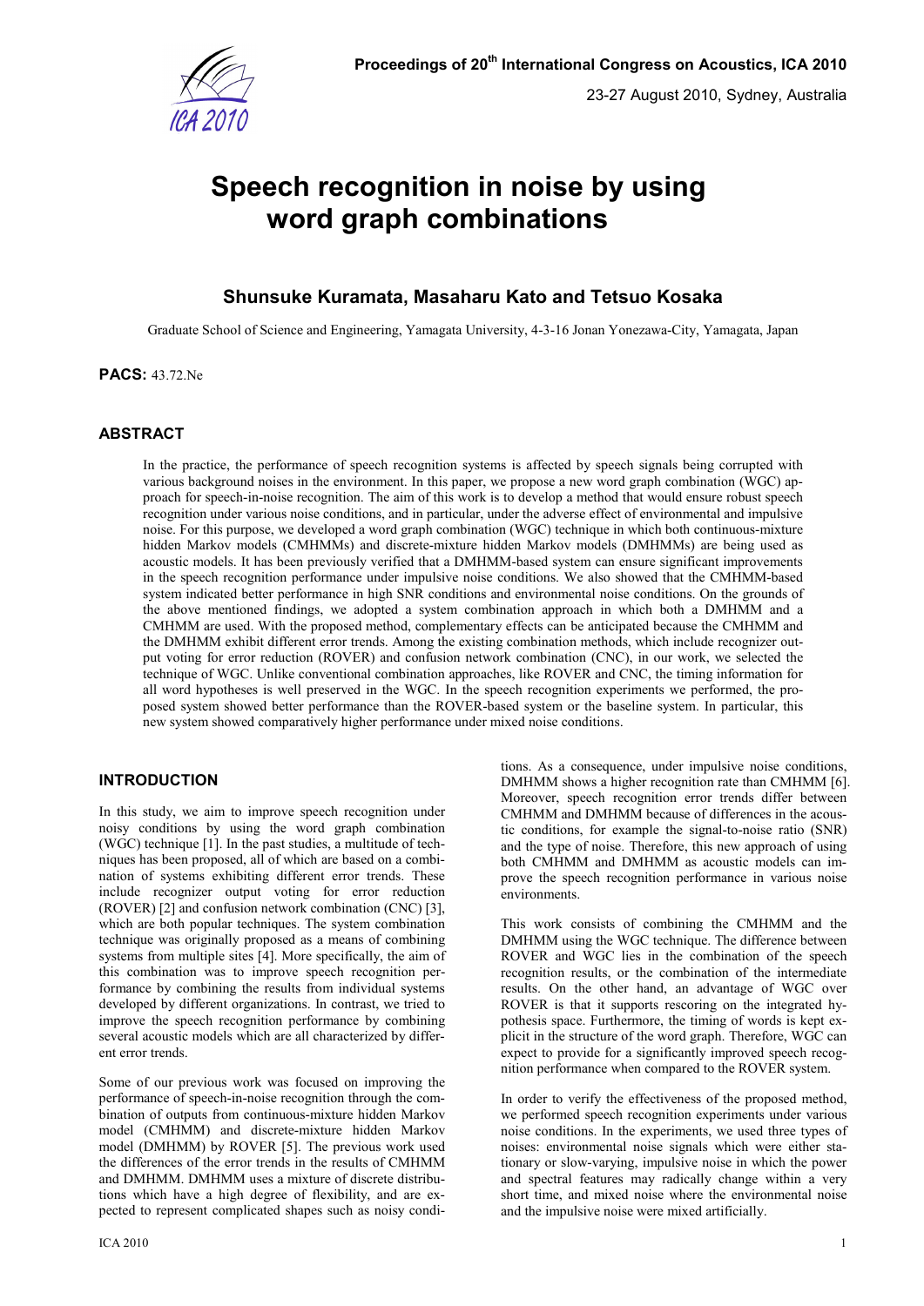# Speech recognition in noise by using word graph combinations

**Shunsuke Kuramata, Masaharu Kato and Tetsuo Kosaka**

Graduate School of Science and Engineering, Yamagata University, 4-3-16 Jonan Yonezawa-City, Yamagata, Japan

**PACS:** 43.72.Ne

## ABSTRACT

In the practice, the performance of speech recognition systems is affected by speech signals being corrupted with various background noises in the environment. In this paper, we propose a new word graph combination (WGC) approach for speech-in-noise recognition. The aim of this work is to develop a method that would ensure robust speech recognition under various noise conditions, and in particular, under the adverse effect of environmental and impulsive noise. For this purpose, we developed a word graph combination (WGC) technique in which both continuous-mixture hidden Markov models (CMHMMs) and discrete-mixture hidden Markov models (DMHMMs) are being used as acoustic models. It has been previously verified that a DMHMM-based system can ensure significant improvements in the speech recognition performance under impulsive noise conditions. We also showed that the CMHMM-based system indicated better performance in high SNR conditions and environmental noise conditions. On the grounds of the above mentioned findings, we adopted a system combination approach in which both a DMHMM and a CMHMM are used. With the proposed method, complementary effects can be anticipated because the CMHMM and the DMHMM exhibit different error trends. Among the existing combination methods, which include recognizer output voting for error reduction (ROVER) and confusion network combination (CNC), in our work, we selected the technique of WGC. Unlike conventional combination approaches, like ROVER and CNC, the timing information for all word hypotheses is well preserved in the WGC. In the speech recognition experiments we performed, the proposed system showed better performance than the ROVER-based system or the baseline system. In particular, this new system showed comparatively higher performance under mixed noise conditions.

## INTRODUCTION

In this study, we aim to improve speech recognition under noisy conditions by using the word graph combination (WGC) technique [1]. In the past studies, a multitude of techniques has been proposed, all of which are based on a combination of systems exhibiting different error trends. These include recognizer output voting for error reduction (ROVER) [2] and confusion network combination (CNC) [3], which are both popular techniques. The system combination technique was originally proposed as a means of combining systems from multiple sites [4]. More specifically, the aim of this combination was to improve speech recognition performance by combining the results from individual systems developed by different organizations. In contrast, we tried to improve the speech recognition performance by combining several acoustic models which are all characterized by different error trends.

Some of our previous work was focused on improving the performance of speech-in-noise recognition through the combination of outputs from continuous-mixture hidden Markov model (CMHMM) and discrete-mixture hidden Markov model (DMHMM) by ROVER [5]. The previous work used the differences of the error trends in the results of CMHMM and DMHMM. DMHMM uses a mixture of discrete distributions which have a high degree of flexibility, and are expected to represent complicated shapes such as noisy conditions. As a consequence, under impulsive noise conditions, DMHMM shows a higher recognition rate than CMHMM [6]. Moreover, speech recognition error trends differ between CMHMM and DMHMM because of differences in the acoustic conditions, for example the signal-to-noise ratio (SNR) and the type of noise. Therefore, this new approach of using both CMHMM and DMHMM as acoustic models can improve the speech recognition performance in various noise environments.

This work consists of combining the CMHMM and the DMHMM using the WGC technique. The difference between ROVER and WGC lies in the combination of the speech recognition results, or the combination of the intermediate results. On the other hand, an advantage of WGC over ROVER is that it supports rescoring on the integrated hypothesis space. Furthermore, the timing of words is kept explicit in the structure of the word graph. Therefore, WGC can expect to provide for a significantly improved speech recognition performance when compared to the ROVER system.

In order to verify the effectiveness of the proposed method, we performed speech recognition experiments under various noise conditions. In the experiments, we used three types of noises: environmental noise signals which were either stationary or slow-varying, impulsive noise in which the power and spectral features may radically change within a very short time, and mixed noise where the environmental noise and the impulsive noise were mixed artificially.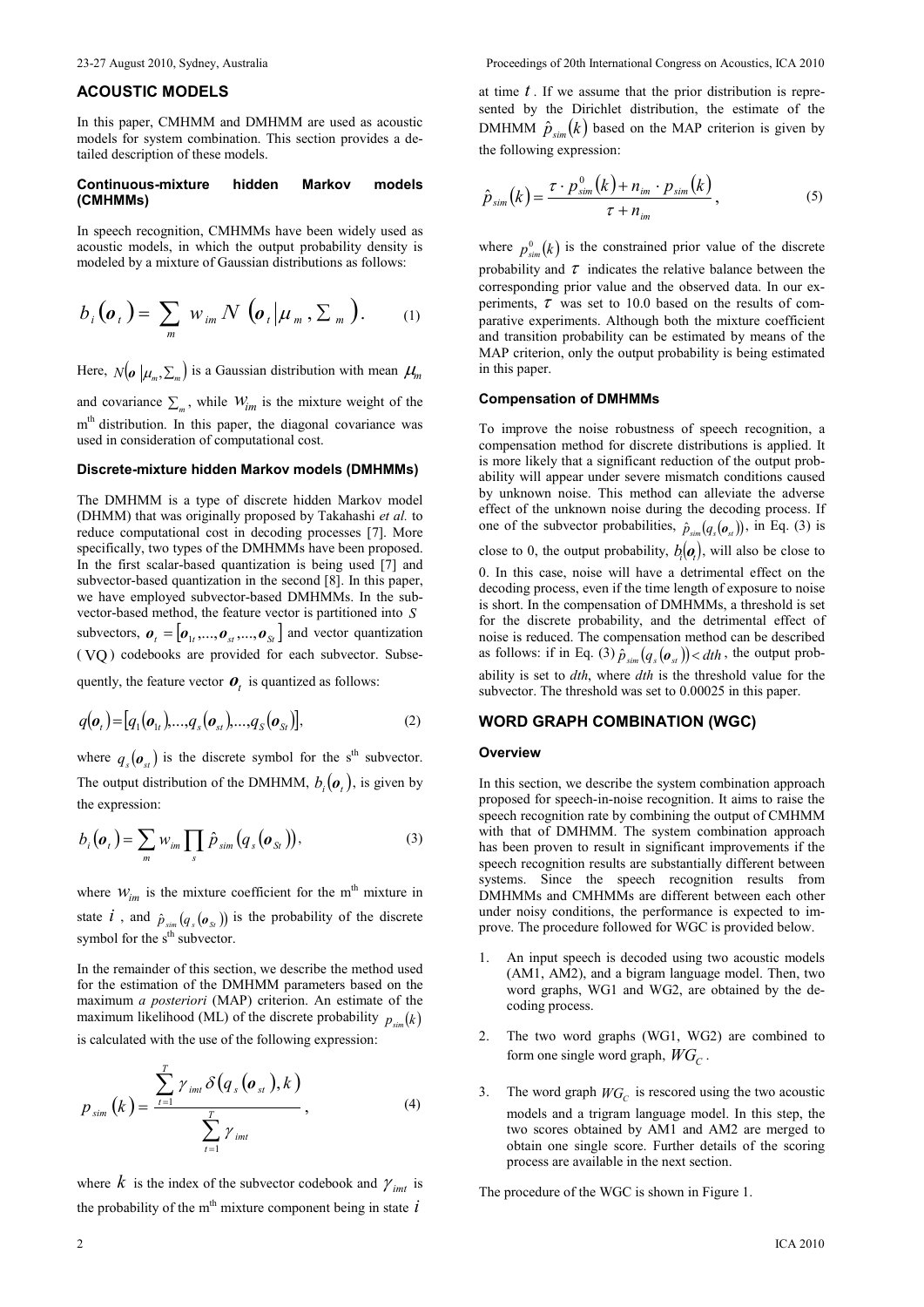## ACOUSTIC MODELS

In this paper, CMHMM and DMHMM are used as acoustic models for system combination. This section provides a detailed description of these models.

### Continuous-mixture hidden Markov models (CMHMMs)

In speech recognition, CMHMMs have been widely used as acoustic models, in which the output probability density is modeled by a mixture of Gaussian distributions as follows:

$$b_i(\boldsymbol{o}_t) = \sum_m w_{im} N\left(\boldsymbol{o}_t \middle| \mu_m, \Sigma_m\right). \tag{1}$$

Here, $N(\boldsymbol{o}|\mu_m, \Sigma_m)$ is a Gaussian distribution with mean $\mu_m$ and covariance $\Sigma_m$, while $w_{im}$ is the mixture weight of the m[th] distribution. In this paper, the diagonal covariance was used in consideration of computational cost.

### Discrete-mixture hidden Markov models (DMHMMs)

The DMHMM is a type of discrete hidden Markov model (DHMM) that was originally proposed by Takahashi *et al.* to reduce computational cost in decoding processes [7]. More specifically, two types of the DMHMMs have been proposed. In the first scalar-based quantization is being used [7] and subvector-based quantization in the second [8]. In this paper, we have employed subvector-based DMHMMs. In the subvector-based method, the feature vector is partitioned into $S$ subvectors, $\boldsymbol{o}_t = [\boldsymbol{o}_{1t}, ..., \boldsymbol{o}_{st}, ..., \boldsymbol{o}_{St}]$ and vector quantization (VQ) codebooks are provided for each subvector. Subsequently, the feature vector $\boldsymbol{o}_t$ is quantized as follows:

$$q(\boldsymbol{o}_t) = [q_1(\boldsymbol{o}_{1t}), ..., q_s(\boldsymbol{o}_{st}), ..., q_S(\boldsymbol{o}_{St})], \tag{2}$$

where $q_s(\boldsymbol{o}_{st})$ is the discrete symbol for the s[th] subvector. The output distribution of the DMHMM, $b_i(\boldsymbol{o}_t)$, is given by the expression:

$$b_i(\boldsymbol{o}_t) = \sum_m w_{im} \prod_s \hat{p}_{sim}\left(q_s(\boldsymbol{o}_{St})\right), \tag{3}$$

where $w_{im}$ is the mixture coefficient for the m[th] mixture in state $i$, and $\hat{p}_{sim}(q_s(\boldsymbol{o}_{St}))$ is the probability of the discrete symbol for the s[th] subvector.

In the remainder of this section, we describe the method used for the estimation of the DMHMM parameters based on the maximum *a posteriori* (MAP) criterion. An estimate of the maximum likelihood (ML) of the discrete probability $p_{sim}(k)$ is calculated with the use of the following expression:

$$p_{sim}(k) = \frac{\sum_{t=1}^{T} \gamma_{imt} \delta\left(q_s(\boldsymbol{o}_{st}), k\right)}{\sum_{t=1}^{T} \gamma_{imt}}, \tag{4}$$

where $k$ is the index of the subvector codebook and $\gamma_{imt}$ is the probability of the m[th] mixture component being in state $i$ at time $t$. If we assume that the prior distribution is represented by the Dirichlet distribution, the estimate of the DMHMM $\hat{p}_{sim}(k)$ based on the MAP criterion is given by the following expression:

$$\hat{p}_{sim}(k) = \frac{\tau \cdot p^0_{sim}(k) + n_{im} \cdot p_{sim}(k)}{\tau + n_{im}}, \tag{5}$$

where $p^0_{sim}(k)$ is the constrained prior value of the discrete probability and $\tau$ indicates the relative balance between the corresponding prior value and the observed data. In our experiments, $\tau$ was set to 10.0 based on the results of comparative experiments. Although both the mixture coefficient and transition probability can be estimated by means of the MAP criterion, only the output probability is being estimated in this paper.

### Compensation of DMHMMs

To improve the noise robustness of speech recognition, a compensation method for discrete distributions is applied. It is more likely that a significant reduction of the output probability will appear under severe mismatch conditions caused by unknown noise. This method can alleviate the adverse effect of the unknown noise during the decoding process. If one of the subvector probabilities, $\hat{p}_{sim}(q_s(\boldsymbol{o}_{st}))$, in Eq. (3) is close to 0, the output probability, $b_i(\boldsymbol{o}_t)$, will also be close to 0. In this case, noise will have a detrimental effect on the decoding process, even if the time length of exposure to noise is short. In the compensation of DMHMMs, a threshold is set for the discrete probability, and the detrimental effect of noise is reduced. The compensation method can be described as follows: if in Eq. (3) $\hat{p}_{sim}(q_s(\boldsymbol{o}_{st})) < dth$, the output probability is set to *dth*, where *dth* is the threshold value for the subvector. The threshold was set to 0.00025 in this paper.

## WORD GRAPH COMBINATION (WGC)

### Overview

In this section, we describe the system combination approach proposed for speech-in-noise recognition. It aims to raise the speech recognition rate by combining the output of CMHMM with that of DMHMM. The system combination approach has been proven to result in significant improvements if the speech recognition results are substantially different between systems. Since the speech recognition results from DMHMMs and CMHMMs are different between each other under noisy conditions, the performance is expected to improve. The procedure followed for WGC is provided below.

1. An input speech is decoded using two acoustic models (AM1, AM2), and a bigram language model. Then, two word graphs, WG1 and WG2, are obtained by the decoding process.
2. The two word graphs (WG1, WG2) are combined to form one single word graph, $WG_C$.
3. The word graph $WG_C$ is rescored using the two acoustic models and a trigram language model. In this step, the two scores obtained by AM1 and AM2 are merged to obtain one single score. Further details of the scoring process are available in the next section.

The procedure of the WGC is shown in Figure 1.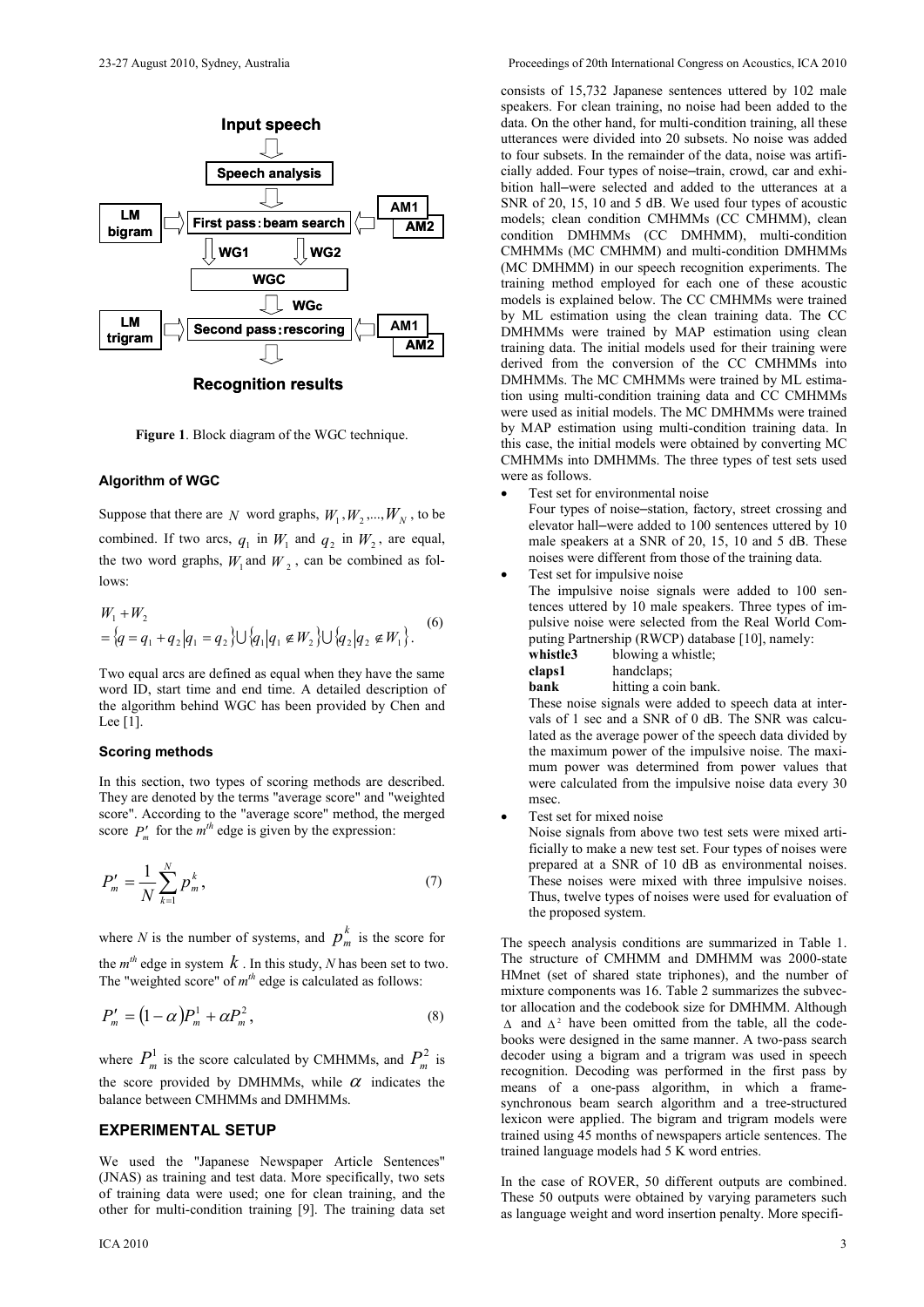Figure 1. Block diagram of the WGC technique.

### Algorithm of WGC

Suppose that there are $N$ word graphs, $W_1, W_2, ..., W_N$, to be combined. If two arcs, $q_1$ in $W_1$ and $q_2$ in $W_2$, are equal, the two word graphs, $W_1$ and $W_2$, can be combined as follows:

$$
\begin{aligned}
& W_1 + W_2 \\
& = \{q = q_1 + q_2 | q_1 = q_2\} \cup \{q_1 | q_1 \notin W_2\} \cup \{q_2 | q_2 \notin W_1\}.
\end{aligned} \tag{6}
$$

Two equal arcs are defined as equal when they have the same word ID, start time and end time. A detailed description of the algorithm behind WGC has been provided by Chen and Lee [1].

### Scoring methods

In this section, two types of scoring methods are described. They are denoted by the terms "average score" and "weighted score". According to the "average score" method, the merged score $P'_m$ for the $m^{th}$ edge is given by the expression:

$$
P'_m = \frac{1}{N} \sum_{k=1}^{N} p_m^k, \tag{7}
$$

where $N$ is the number of systems, and $p_m^k$ is the score for the $m^{th}$ edge in system $k$. In this study, $N$ has been set to two. The "weighted score" of $m^{th}$ edge is calculated as follows:

$$
P'_m = (1 - \alpha) P_m^1 + \alpha P_m^2, \tag{8}
$$

where $P_m^1$ is the score calculated by CMHMMs, and $P_m^2$ is the score provided by DMHMMs, while $\alpha$ indicates the balance between CMHMMs and DMHMMs.

## EXPERIMENTAL SETUP

We used the "Japanese Newspaper Article Sentences" (JNAS) as training and test data. More specifically, two sets of training data were used; one for clean training, and the other for multi-condition training [9]. The training data set consists of 15,732 Japanese sentences uttered by 102 male speakers. For clean training, no noise had been added to the data. On the other hand, for multi-condition training, all these utterances were divided into 20 subsets. No noise was added to four subsets. In the remainder of the data, noise was artificially added. Four types of noise–train, crowd, car and exhibition hall–were selected and added to the utterances at a SNR of 20, 15, 10 and 5 dB. We used four types of acoustic models; clean condition CMHMMs (CC CMHMM), clean condition DMHMMs (CC DMHMM), multi-condition CMHMMs (MC CMHMM) and multi-condition DMHMMs (MC DMHMM) in our speech recognition experiments. The training method employed for each one of these acoustic models is explained below. The CC CMHMMs were trained by ML estimation using the clean training data. The CC DMHMMs were trained by MAP estimation using clean training data. The initial models used for their training were derived from the conversion of the CC CMHMMs into DMHMMs. The MC CMHMMs were trained by ML estimation using multi-condition training data and CC CMHMMs were used as initial models. The MC DMHMMs were trained by MAP estimation using multi-condition training data. In this case, the initial models were obtained by converting MC CMHMMs into DMHMMs. The three types of test sets used were as follows.

- Test set for environmental noise
  Four types of noise–station, factory, street crossing and elevator hall–were added to 100 sentences uttered by 10 male speakers at a SNR of 20, 15, 10 and 5 dB. These noises were different from those of the training data.
- Test set for impulsive noise
  The impulsive noise signals were added to 100 sentences uttered by 10 male speakers. Three types of impulsive noise were selected from the Real World Computing Partnership (RWCP) database [10], namely:
  **whistle3** blowing a whistle;
  **claps1** handclaps;
  **bank** hitting a coin bank.
  These noise signals were added to speech data at intervals of 1 sec and a SNR of 0 dB. The SNR was calculated as the average power of the speech data divided by the maximum power of the impulsive noise. The maximum power was determined from power values that were calculated from the impulsive noise data every 30 msec.
- Test set for mixed noise
  Noise signals from above two test sets were mixed artificially to make a new test set. Four types of noises were prepared at a SNR of 10 dB as environmental noises. These noises were mixed with three impulsive noises. Thus, twelve types of noises were used for evaluation of the proposed system.

The speech analysis conditions are summarized in Table 1. The structure of CMHMM and DMHMM was 2000-state HMnet (set of shared state triphones), and the number of mixture components was 16. Table 2 summarizes the subvector allocation and the codebook size for DMHMM. Although $\Delta$ and $\Delta^2$ have been omitted from the table, all the codebooks were designed in the same manner. A two-pass search decoder using a bigram and a trigram was used in speech recognition. Decoding was performed in the first pass by means of a one-pass algorithm, in which a frame-synchronous beam search algorithm and a tree-structured lexicon were applied. The bigram and trigram models were trained using 45 months of newspapers article sentences. The trained language models had 5 K word entries.

In the case of ROVER, 50 different outputs are combined. These 50 outputs were obtained by varying parameters such as language weight and word insertion penalty. More specifi-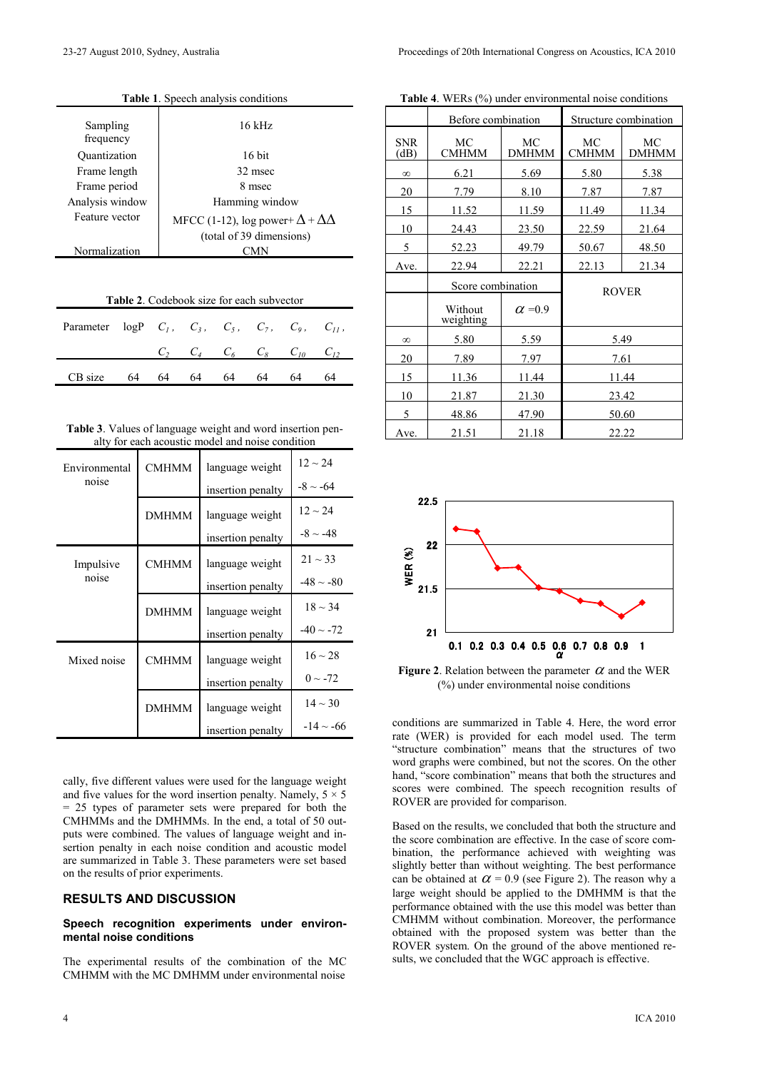**Table 1**. Speech analysis conditions

| | |
|---|---|
| Sampling frequency | 16 kHz |
| Quantization | 16 bit |
| Frame length | 32 msec |
| Frame period | 8 msec |
| Analysis window | Hamming window |
| Feature vector | MFCC (1-12), log power+ $\Delta + \Delta\Delta$ (total of 39 dimensions) |
| Normalization | CMN |

**Table 2**. Codebook size for each subvector

| Parameter | logP | $C_1$, $C_2$ | $C_3$, $C_4$ | $C_5$, $C_6$ | $C_7$, $C_8$ | $C_9$, $C_{10}$ | $C_{11}$, $C_{12}$ |
|---|---|---|---|---|---|---|---|
| CB size | 64 | 64 | 64 | 64 | 64 | 64 | 64 |

**Table 3**. Values of language weight and word insertion penalty for each acoustic model and noise condition

| | | | |
|---|---|---|---|
| Environmental noise | CMHMM | language weight | 12 ~ 24 |
| | | insertion penalty | -8 ~ -64 |
| | DMHMM | language weight | 12 ~ 24 |
| | | insertion penalty | -8 ~ -48 |
| Impulsive noise | CMHMM | language weight | 21 ~ 33 |
| | | insertion penalty | -48 ~ -80 |
| | DMHMM | language weight | 18 ~ 34 |
| | | insertion penalty | -40 ~ -72 |
| Mixed noise | CMHMM | language weight | 16 ~ 28 |
| | | insertion penalty | 0 ~ -72 |
| | DMHMM | language weight | 14 ~ 30 |
| | | insertion penalty | -14 ~ -66 |

cally, five different values were used for the language weight and five values for the word insertion penalty. Namely, 5 × 5 = 25 types of parameter sets were prepared for both the CMHMMs and the DMHMMs. In the end, a total of 50 outputs were combined. The values of language weight and insertion penalty in each noise condition and acoustic model are summarized in Table 3. These parameters were set based on the results of prior experiments.

## RESULTS AND DISCUSSION

### Speech recognition experiments under environmental noise conditions

The experimental results of the combination of the MC CMHMM with the MC DMHMM under environmental noise conditions are summarized in Table 4. Here, the word error rate (WER) is provided for each model used. The term "structure combination" means that the structures of two word graphs were combined, but not the scores. On the other hand, "score combination" means that both the structures and scores were combined. The speech recognition results of ROVER are provided for comparison.

**Table 4**. WERs (%) under environmental noise conditions

| SNR (dB) | Before combination: MC CMHMM | Before combination: MC DMHMM | Structure combination: MC CMHMM | Structure combination: MC DMHMM |
|---|---|---|---|---|
| ∞ | 6.21 | 5.69 | 5.80 | 5.38 |
| 20 | 7.79 | 8.10 | 7.87 | 7.87 |
| 15 | 11.52 | 11.59 | 11.49 | 11.34 |
| 10 | 24.43 | 23.50 | 22.59 | 21.64 |
| 5 | 52.23 | 49.79 | 50.67 | 48.50 |
| Ave. | 22.94 | 22.21 | 22.13 | 21.34 |

| SNR (dB) | Score combination: Without weighting | Score combination: $\alpha$ =0.9 | ROVER |
|---|---|---|---|
| ∞ | 5.80 | 5.59 | 5.49 |
| 20 | 7.89 | 7.97 | 7.61 |
| 15 | 11.36 | 11.44 | 11.44 |
| 10 | 21.87 | 21.30 | 23.42 |
| 5 | 48.86 | 47.90 | 50.60 |
| Ave. | 21.51 | 21.18 | 22.22 |

**Figure 2**. Relation between the parameter $\alpha$ and the WER (%) under environmental noise conditions

Based on the results, we concluded that both the structure and the score combination are effective. In the case of score combination, the performance achieved with weighting was slightly better than without weighting. The best performance can be obtained at $\alpha$ = 0.9 (see Figure 2). The reason why a large weight should be applied to the DMHMM is that the performance obtained with the use this model was better than CMHMM without combination. Moreover, the performance obtained with the proposed system was better than the ROVER system. On the ground of the above mentioned results, we concluded that the WGC approach is effective.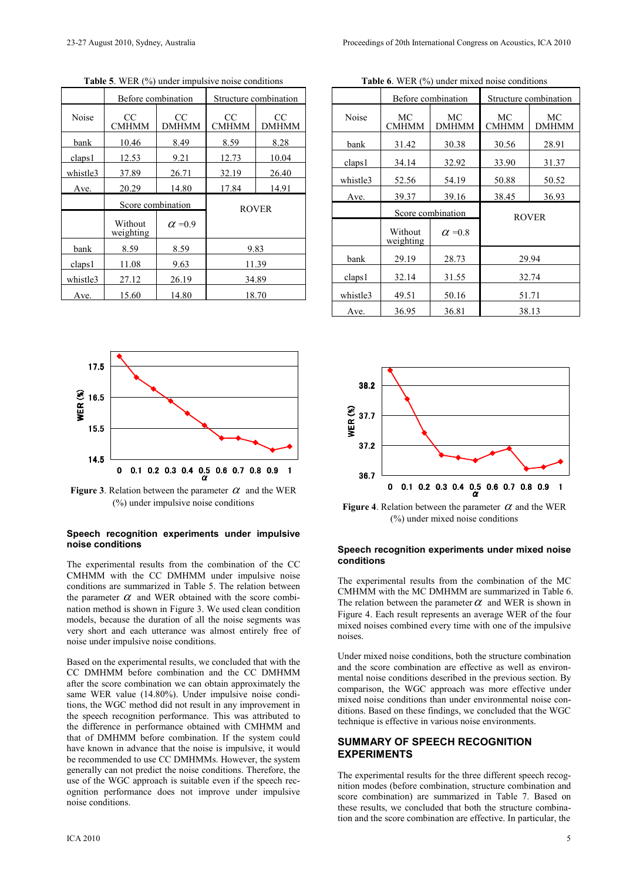**Table 5**. WER (%) under impulsive noise conditions

| | Before combination | | Structure combination | |
|---|---|---|---|---|
| Noise | CC CMHMM | CC DMHMM | CC CMHMM | CC DMHMM |
| bank | 10.46 | 8.49 | 8.59 | 8.28 |
| claps1 | 12.53 | 9.21 | 12.73 | 10.04 |
| whistle3 | 37.89 | 26.71 | 32.19 | 26.40 |
| Ave. | 20.29 | 14.80 | 17.84 | 14.91 |
| | Score combination | | ROVER | |
| | Without weighting | $\alpha$ =0.9 | | |
| bank | 8.59 | 8.59 | 9.83 | |
| claps1 | 11.08 | 9.63 | 11.39 | |
| whistle3 | 27.12 | 26.19 | 34.89 | |
| Ave. | 15.60 | 14.80 | 18.70 | |

**Figure 3**. Relation between the parameter $\alpha$ and the WER (%) under impulsive noise conditions

### Speech recognition experiments under impulsive noise conditions

The experimental results from the combination of the CC CMHMM with the CC DMHMM under impulsive noise conditions are summarized in Table 5. The relation between the parameter $\alpha$ and WER obtained with the score combination method is shown in Figure 3. We used clean condition models, because the duration of all the noise segments was very short and each utterance was almost entirely free of noise under impulsive noise conditions.

Based on the experimental results, we concluded that with the CC DMHMM before combination and the CC DMHMM after the score combination we can obtain approximately the same WER value (14.80%). Under impulsive noise conditions, the WGC method did not result in any improvement in the speech recognition performance. This was attributed to the difference in performance obtained with CMHMM and that of DMHMM before combination. If the system could have known in advance that the noise is impulsive, it would be recommended to use CC DMHMMs. However, the system generally can not predict the noise conditions. Therefore, the use of the WGC approach is suitable even if the speech recognition performance does not improve under impulsive noise conditions.

**Table 6**. WER (%) under mixed noise conditions

| | Before combination | | Structure combination | |
|---|---|---|---|---|
| Noise | MC CMHMM | MC DMHMM | MC CMHMM | MC DMHMM |
| bank | 31.42 | 30.38 | 30.56 | 28.91 |
| claps1 | 34.14 | 32.92 | 33.90 | 31.37 |
| whistle3 | 52.56 | 54.19 | 50.88 | 50.52 |
| Ave. | 39.37 | 39.16 | 38.45 | 36.93 |
| | Score combination | | ROVER | |
| | Without weighting | $\alpha$ =0.8 | | |
| bank | 29.19 | 28.73 | 29.94 | |
| claps1 | 32.14 | 31.55 | 32.74 | |
| whistle3 | 49.51 | 50.16 | 51.71 | |
| Ave. | 36.95 | 36.81 | 38.13 | |

**Figure 4**. Relation between the parameter $\alpha$ and the WER (%) under mixed noise conditions

### Speech recognition experiments under mixed noise conditions

The experimental results from the combination of the MC CMHMM with the MC DMHMM are summarized in Table 6. The relation between the parameter $\alpha$ and WER is shown in Figure 4. Each result represents an average WER of the four mixed noises combined every time with one of the impulsive noises.

Under mixed noise conditions, both the structure combination and the score combination are effective as well as environmental noise conditions described in the previous section. By comparison, the WGC approach was more effective under mixed noise conditions than under environmental noise conditions. Based on these findings, we concluded that the WGC technique is effective in various noise environments.

## SUMMARY OF SPEECH RECOGNITION EXPERIMENTS

The experimental results for the three different speech recognition modes (before combination, structure combination and score combination) are summarized in Table 7. Based on these results, we concluded that both the structure combination and the score combination are effective. In particular, the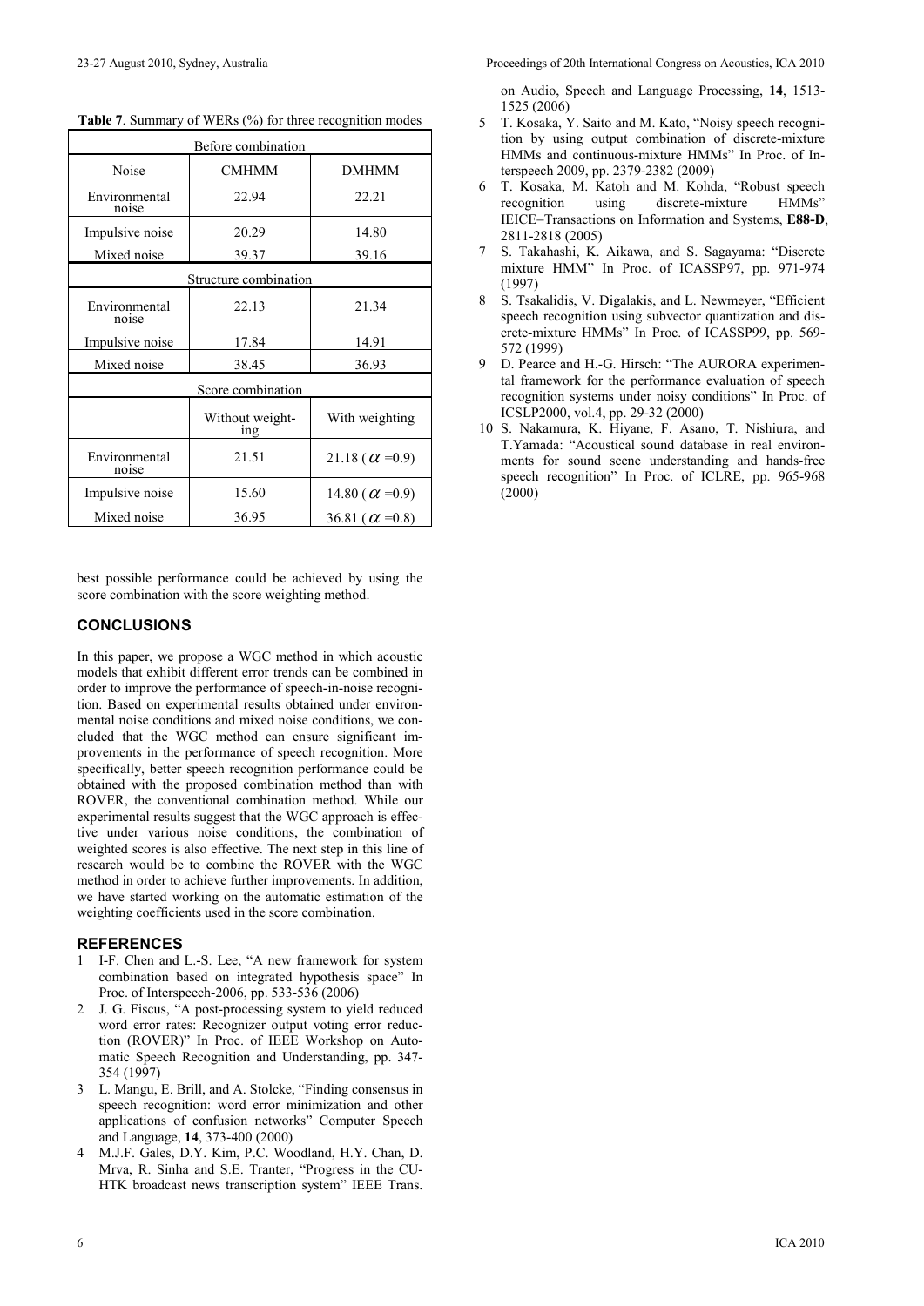**Table 7**. Summary of WERs (%) for three recognition modes

| | | |
|---|---|---|
| Before combination | | |
| Noise | CMHMM | DMHMM |
| Environmental noise | 22.94 | 22.21 |
| Impulsive noise | 20.29 | 14.80 |
| Mixed noise | 39.37 | 39.16 |
| Structure combination | | |
| Environmental noise | 22.13 | 21.34 |
| Impulsive noise | 17.84 | 14.91 |
| Mixed noise | 38.45 | 36.93 |
| Score combination | | |
| | Without weighting | With weighting |
| Environmental noise | 21.51 | 21.18 ( $\alpha$ =0.9) |
| Impulsive noise | 15.60 | 14.80 ( $\alpha$ =0.9) |
| Mixed noise | 36.95 | 36.81 ( $\alpha$ =0.8) |

best possible performance could be achieved by using the score combination with the score weighting method.

## CONCLUSIONS

In this paper, we propose a WGC method in which acoustic models that exhibit different error trends can be combined in order to improve the performance of speech-in-noise recognition. Based on experimental results obtained under environmental noise conditions and mixed noise conditions, we concluded that the WGC method can ensure significant improvements in the performance of speech recognition. More specifically, better speech recognition performance could be obtained with the proposed combination method than with ROVER, the conventional combination method. While our experimental results suggest that the WGC approach is effective under various noise conditions, the combination of weighted scores is also effective. The next step in this line of research would be to combine the ROVER with the WGC method in order to achieve further improvements. In addition, we have started working on the automatic estimation of the weighting coefficients used in the score combination.

## REFERENCES

1. I-F. Chen and L.-S. Lee, "A new framework for system combination based on integrated hypothesis space" In Proc. of Interspeech-2006, pp. 533-536 (2006)
2. J. G. Fiscus, "A post-processing system to yield reduced word error rates: Recognizer output voting error reduction (ROVER)" In Proc. of IEEE Workshop on Automatic Speech Recognition and Understanding, pp. 347-354 (1997)
3. L. Mangu, E. Brill, and A. Stolcke, "Finding consensus in speech recognition: word error minimization and other applications of confusion networks" Computer Speech and Language, **14**, 373-400 (2000)
4. M.J.F. Gales, D.Y. Kim, P.C. Woodland, H.Y. Chan, D. Mrva, R. Sinha and S.E. Tranter, "Progress in the CU-HTK broadcast news transcription system" IEEE Trans. on Audio, Speech and Language Processing, **14**, 1513-1525 (2006)
5. T. Kosaka, Y. Saito and M. Kato, "Noisy speech recognition by using output combination of discrete-mixture HMMs and continuous-mixture HMMs" In Proc. of Interspeech 2009, pp. 2379-2382 (2009)
6. T. Kosaka, M. Katoh and M. Kohda, "Robust speech recognition using discrete-mixture HMMs" IEICE–Transactions on Information and Systems, **E88-D**, 2811-2818 (2005)
7. S. Takahashi, K. Aikawa, and S. Sagayama: "Discrete mixture HMM" In Proc. of ICASSP97, pp. 971-974 (1997)
8. S. Tsakalidis, V. Digalakis, and L. Newmeyer, "Efficient speech recognition using subvector quantization and discrete-mixture HMMs" In Proc. of ICASSP99, pp. 569-572 (1999)
9. D. Pearce and H.-G. Hirsch: "The AURORA experimental framework for the performance evaluation of speech recognition systems under noisy conditions" In Proc. of ICSLP2000, vol.4, pp. 29-32 (2000)
10. S. Nakamura, K. Hiyane, F. Asano, T. Nishiura, and T.Yamada: "Acoustical sound database in real environments for sound scene understanding and hands-free speech recognition" In Proc. of ICLRE, pp. 965-968 (2000)